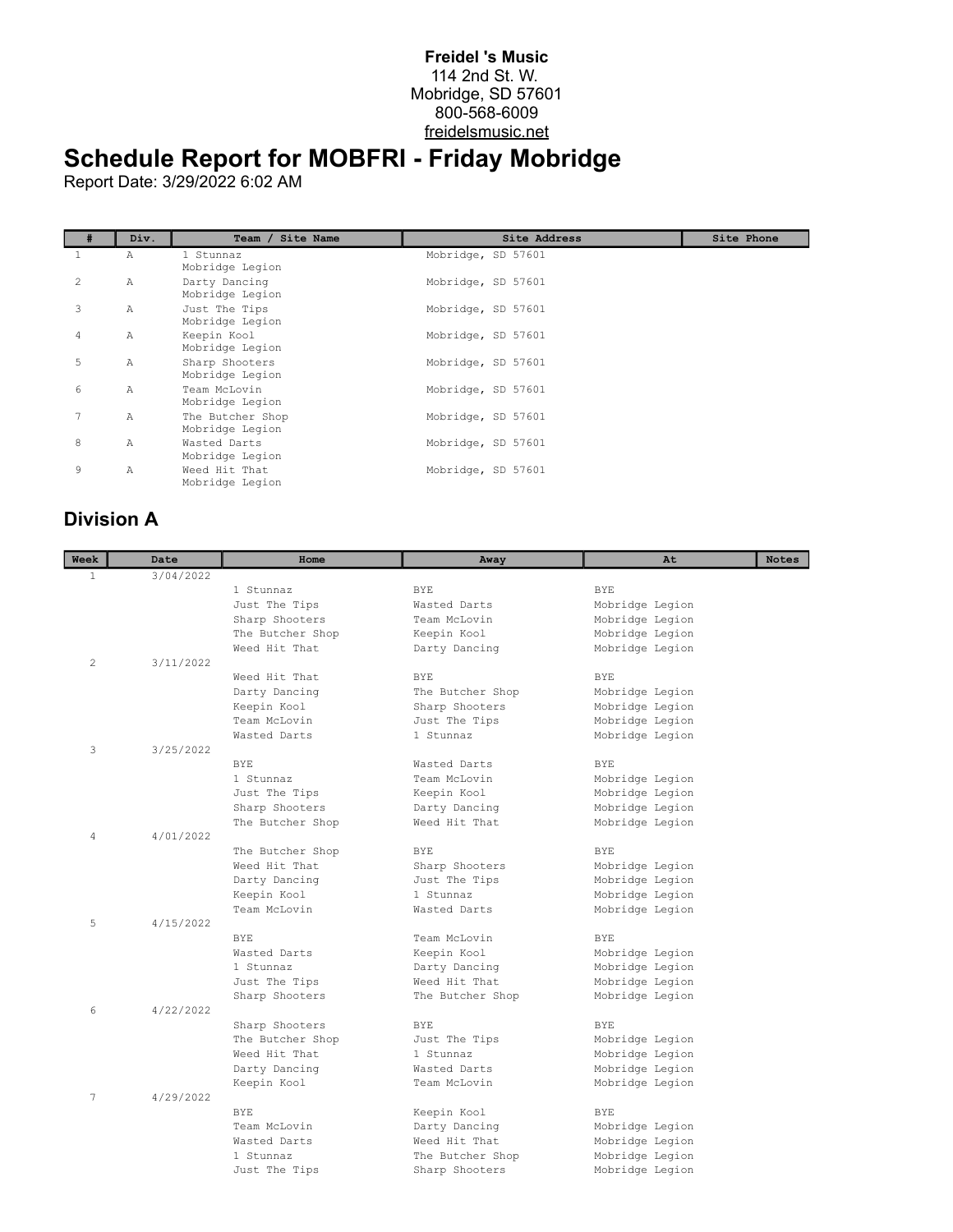**Freidel 's Music**
114 2nd St. W.
Mobridge, SD 57601
800-568-6009
freidelsmusic.net

# Schedule Report for MOBFRI - Friday Mobridge

Report Date: 3/29/2022 6:02 AM

| # | Div. | Team / Site Name | Site Address | Site Phone |
|---|---|---|---|---|
| 1 | A | 1 Stunnaz<br>Mobridge Legion | Mobridge, SD 57601 | |
| 2 | A | Darty Dancing<br>Mobridge Legion | Mobridge, SD 57601 | |
| 3 | A | Just The Tips<br>Mobridge Legion | Mobridge, SD 57601 | |
| 4 | A | Keepin Kool<br>Mobridge Legion | Mobridge, SD 57601 | |
| 5 | A | Sharp Shooters<br>Mobridge Legion | Mobridge, SD 57601 | |
| 6 | A | Team McLovin<br>Mobridge Legion | Mobridge, SD 57601 | |
| 7 | A | The Butcher Shop<br>Mobridge Legion | Mobridge, SD 57601 | |
| 8 | A | Wasted Darts<br>Mobridge Legion | Mobridge, SD 57601 | |
| 9 | A | Weed Hit That<br>Mobridge Legion | Mobridge, SD 57601 | |

## Division A

| Week | Date | Home | Away | At | Notes |
|---|---|---|---|---|---|
| 1 | 3/04/2022 | | | | |
| | | 1 Stunnaz | BYE | BYE | |
| | | Just The Tips | Wasted Darts | Mobridge Legion | |
| | | Sharp Shooters | Team McLovin | Mobridge Legion | |
| | | The Butcher Shop | Keepin Kool | Mobridge Legion | |
| | | Weed Hit That | Darty Dancing | Mobridge Legion | |
| 2 | 3/11/2022 | | | | |
| | | Weed Hit That | BYE | BYE | |
| | | Darty Dancing | The Butcher Shop | Mobridge Legion | |
| | | Keepin Kool | Sharp Shooters | Mobridge Legion | |
| | | Team McLovin | Just The Tips | Mobridge Legion | |
| | | Wasted Darts | 1 Stunnaz | Mobridge Legion | |
| 3 | 3/25/2022 | | | | |
| | | BYE | Wasted Darts | BYE | |
| | | 1 Stunnaz | Team McLovin | Mobridge Legion | |
| | | Just The Tips | Keepin Kool | Mobridge Legion | |
| | | Sharp Shooters | Darty Dancing | Mobridge Legion | |
| | | The Butcher Shop | Weed Hit That | Mobridge Legion | |
| 4 | 4/01/2022 | | | | |
| | | The Butcher Shop | BYE | BYE | |
| | | Weed Hit That | Sharp Shooters | Mobridge Legion | |
| | | Darty Dancing | Just The Tips | Mobridge Legion | |
| | | Keepin Kool | 1 Stunnaz | Mobridge Legion | |
| | | Team McLovin | Wasted Darts | Mobridge Legion | |
| 5 | 4/15/2022 | | | | |
| | | BYE | Team McLovin | BYE | |
| | | Wasted Darts | Keepin Kool | Mobridge Legion | |
| | | 1 Stunnaz | Darty Dancing | Mobridge Legion | |
| | | Just The Tips | Weed Hit That | Mobridge Legion | |
| | | Sharp Shooters | The Butcher Shop | Mobridge Legion | |
| 6 | 4/22/2022 | | | | |
| | | Sharp Shooters | BYE | BYE | |
| | | The Butcher Shop | Just The Tips | Mobridge Legion | |
| | | Weed Hit That | 1 Stunnaz | Mobridge Legion | |
| | | Darty Dancing | Wasted Darts | Mobridge Legion | |
| | | Keepin Kool | Team McLovin | Mobridge Legion | |
| 7 | 4/29/2022 | | | | |
| | | BYE | Keepin Kool | BYE | |
| | | Team McLovin | Darty Dancing | Mobridge Legion | |
| | | Wasted Darts | Weed Hit That | Mobridge Legion | |
| | | 1 Stunnaz | The Butcher Shop | Mobridge Legion | |
| | | Just The Tips | Sharp Shooters | Mobridge Legion | |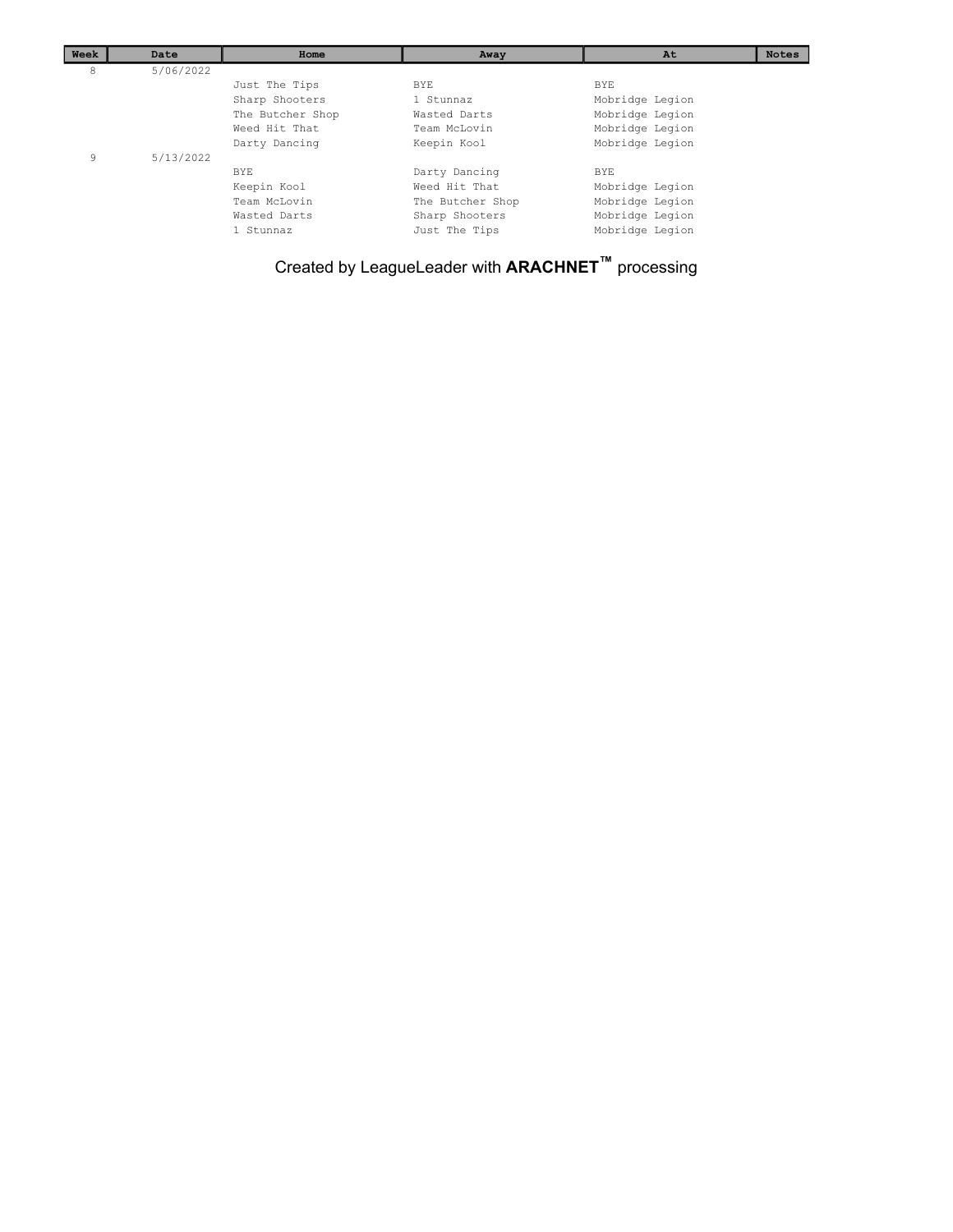| Week | Date | Home | Away | At | Notes |
| --- | --- | --- | --- | --- | --- |
| 8 | 5/06/2022 | | | | |
| | | Just The Tips | BYE | BYE | |
| | | Sharp Shooters | 1 Stunnaz | Mobridge Legion | |
| | | The Butcher Shop | Wasted Darts | Mobridge Legion | |
| | | Weed Hit That | Team McLovin | Mobridge Legion | |
| | | Darty Dancing | Keepin Kool | Mobridge Legion | |
| 9 | 5/13/2022 | | | | |
| | | BYE | Darty Dancing | BYE | |
| | | Keepin Kool | Weed Hit That | Mobridge Legion | |
| | | Team McLovin | The Butcher Shop | Mobridge Legion | |
| | | Wasted Darts | Sharp Shooters | Mobridge Legion | |
| | | 1 Stunnaz | Just The Tips | Mobridge Legion | |

Created by LeagueLeader with **ARACHNET™** processing